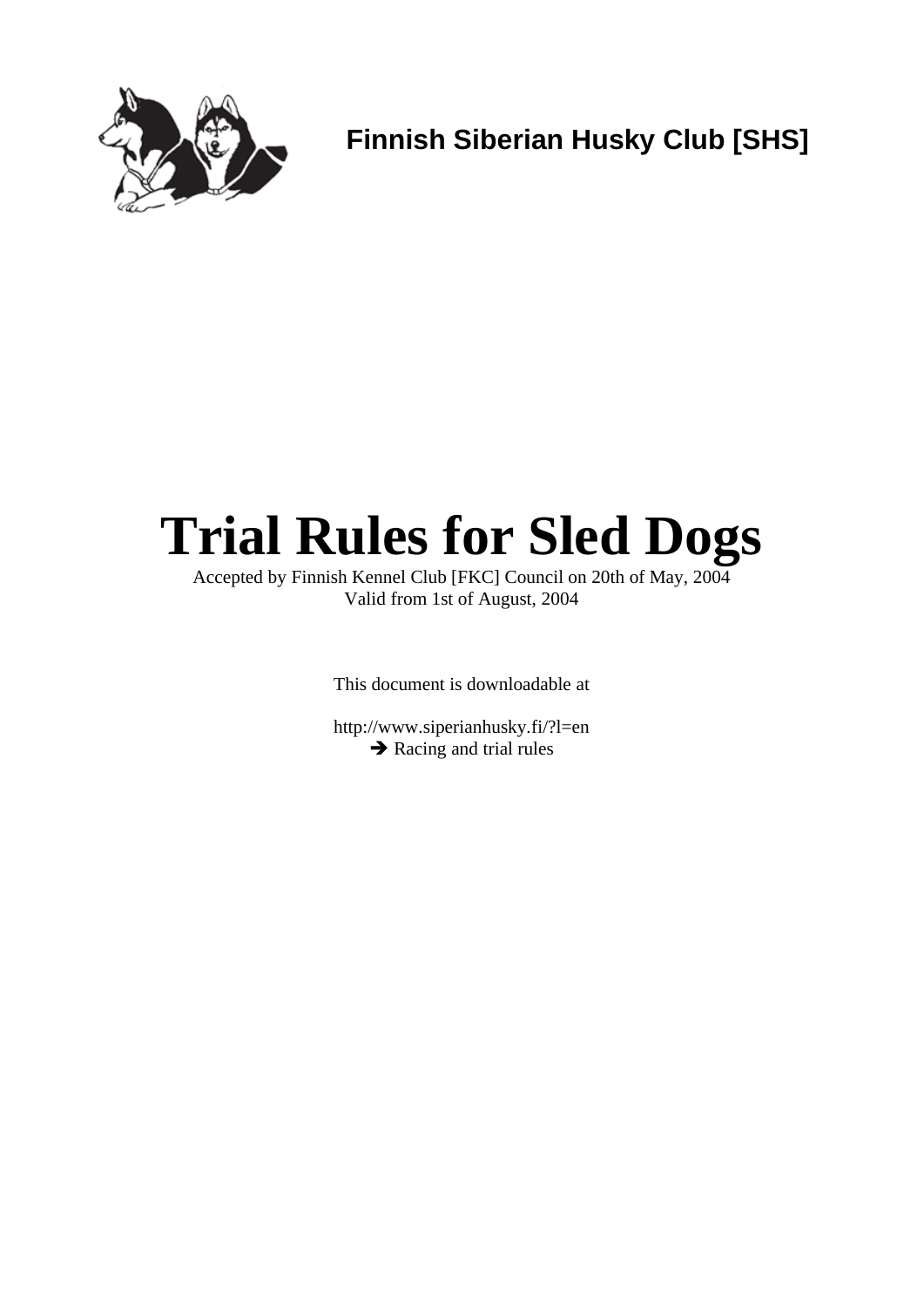**Finnish Siberian Husky Club [SHS]**

# Trial Rules for Sled Dogs

Accepted by Finnish Kennel Club [FKC] Council on 20th of May, 2004
Valid from 1st of August, 2004

This document is downloadable at

http://www.siperianhusky.fi/?l=en
➔ Racing and trial rules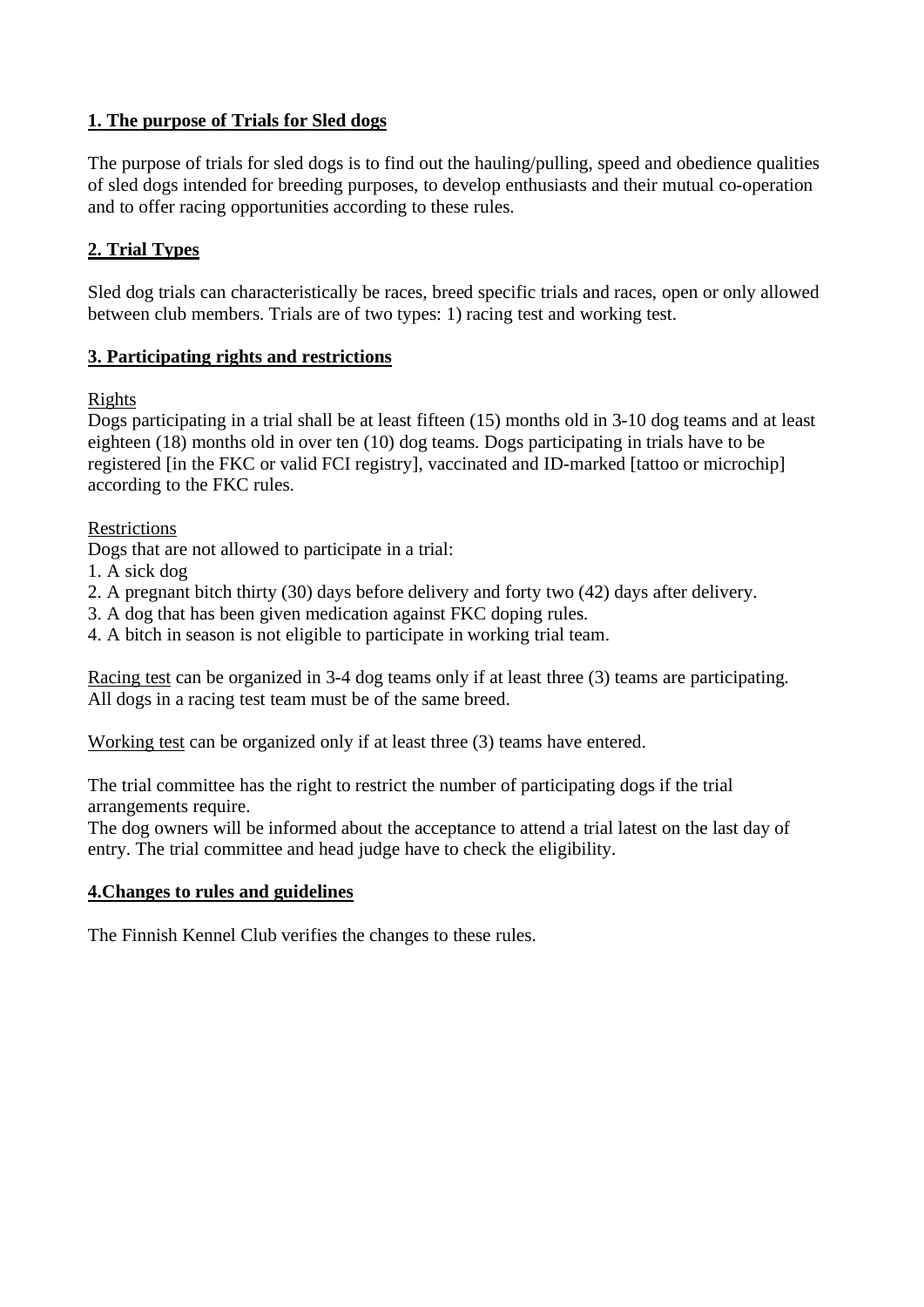## 1. The purpose of Trials for Sled dogs

The purpose of trials for sled dogs is to find out the hauling/pulling, speed and obedience qualities of sled dogs intended for breeding purposes, to develop enthusiasts and their mutual co-operation and to offer racing opportunities according to these rules.

## 2. Trial Types

Sled dog trials can characteristically be races, breed specific trials and races, open or only allowed between club members. Trials are of two types: 1) racing test and working test.

## 3. Participating rights and restrictions

Rights
Dogs participating in a trial shall be at least fifteen (15) months old in 3-10 dog teams and at least eighteen (18) months old in over ten (10) dog teams. Dogs participating in trials have to be registered [in the FKC or valid FCI registry], vaccinated and ID-marked [tattoo or microchip] according to the FKC rules.

Restrictions
Dogs that are not allowed to participate in a trial:

1. A sick dog
2. A pregnant bitch thirty (30) days before delivery and forty two (42) days after delivery.
3. A dog that has been given medication against FKC doping rules.
4. A bitch in season is not eligible to participate in working trial team.

Racing test can be organized in 3-4 dog teams only if at least three (3) teams are participating. All dogs in a racing test team must be of the same breed.

Working test can be organized only if at least three (3) teams have entered.

The trial committee has the right to restrict the number of participating dogs if the trial arrangements require.
The dog owners will be informed about the acceptance to attend a trial latest on the last day of entry. The trial committee and head judge have to check the eligibility.

## 4.Changes to rules and guidelines

The Finnish Kennel Club verifies the changes to these rules.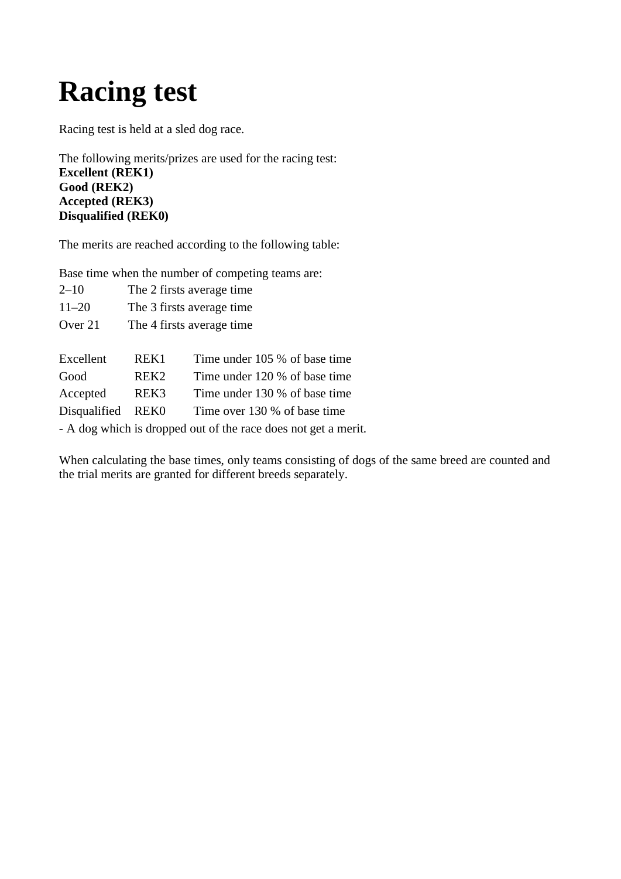# Racing test

Racing test is held at a sled dog race.

The following merits/prizes are used for the racing test:
**Excellent (REK1)**
**Good (REK2)**
**Accepted (REK3)**
**Disqualified (REK0)**

The merits are reached according to the following table:

Base time when the number of competing teams are:

| | |
|---|---|
| 2–10 | The 2 firsts average time |
| 11–20 | The 3 firsts average time |
| Over 21 | The 4 firsts average time |

| | | |
|---|---|---|
| Excellent | REK1 | Time under 105 % of base time |
| Good | REK2 | Time under 120 % of base time |
| Accepted | REK3 | Time under 130 % of base time |
| Disqualified | REK0 | Time over 130 % of base time |

- A dog which is dropped out of the race does not get a merit.

When calculating the base times, only teams consisting of dogs of the same breed are counted and the trial merits are granted for different breeds separately.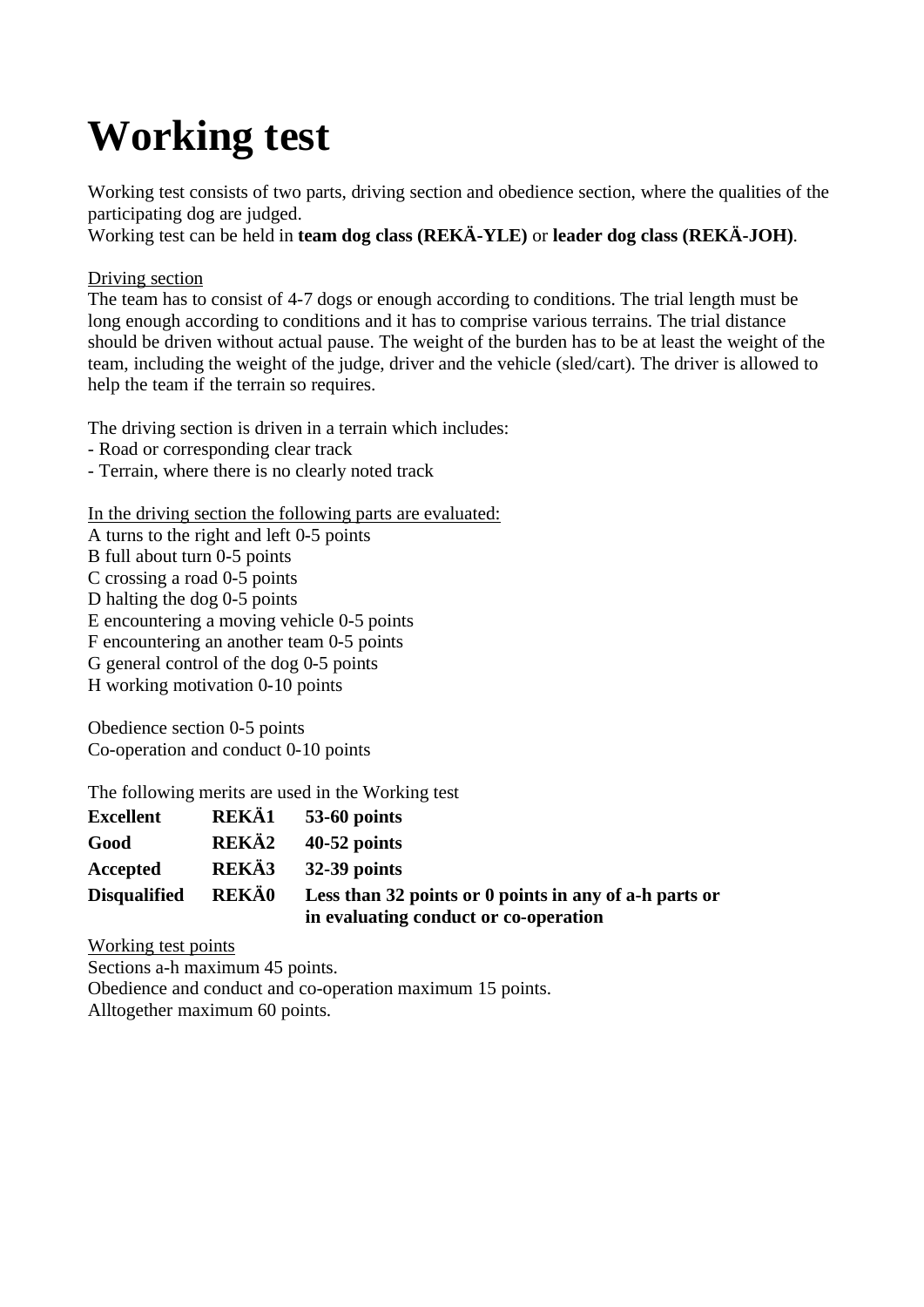# Working test

Working test consists of two parts, driving section and obedience section, where the qualities of the participating dog are judged.
Working test can be held in **team dog class (REKÄ-YLE)** or **leader dog class (REKÄ-JOH)**.

Driving section

The team has to consist of 4-7 dogs or enough according to conditions. The trial length must be long enough according to conditions and it has to comprise various terrains. The trial distance should be driven without actual pause. The weight of the burden has to be at least the weight of the team, including the weight of the judge, driver and the vehicle (sled/cart). The driver is allowed to help the team if the terrain so requires.

The driving section is driven in a terrain which includes:
- Road or corresponding clear track
- Terrain, where there is no clearly noted track

In the driving section the following parts are evaluated:

A turns to the right and left 0-5 points
B full about turn 0-5 points
C crossing a road 0-5 points
D halting the dog 0-5 points
E encountering a moving vehicle 0-5 points
F encountering an another team 0-5 points
G general control of the dog 0-5 points
H working motivation 0-10 points

Obedience section 0-5 points
Co-operation and conduct 0-10 points

The following merits are used in the Working test

| | | |
|---|---|---|
| **Excellent** | **REKÄ1** | **53-60 points** |
| **Good** | **REKÄ2** | **40-52 points** |
| **Accepted** | **REKÄ3** | **32-39 points** |
| **Disqualified** | **REKÄ0** | **Less than 32 points or 0 points in any of a-h parts or in evaluating conduct or co-operation** |

Working test points

Sections a-h maximum 45 points.
Obedience and conduct and co-operation maximum 15 points.
Alltogether maximum 60 points.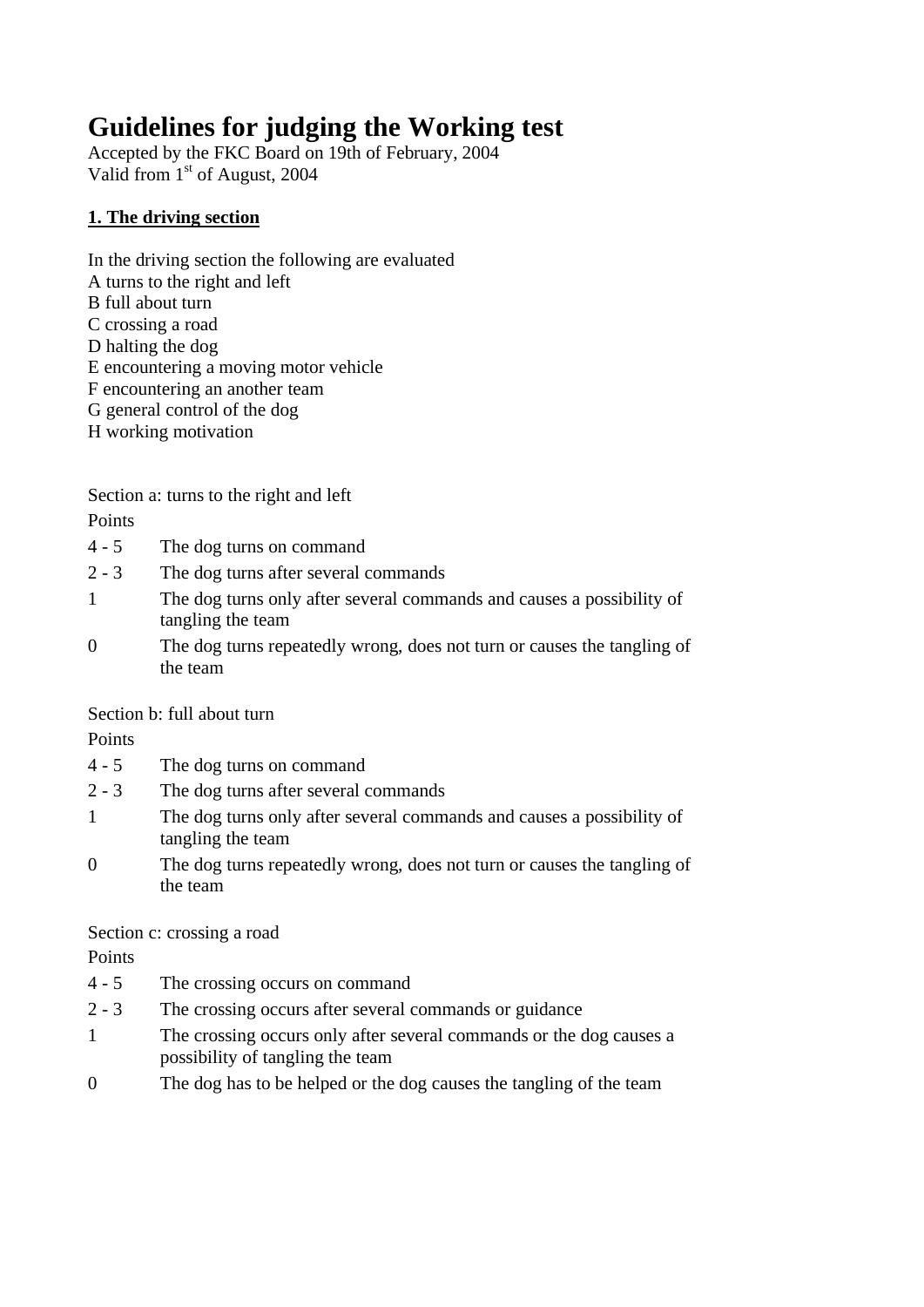# Guidelines for judging the Working test

Accepted by the FKC Board on 19th of February, 2004
Valid from 1st of August, 2004

**1. The driving section**

In the driving section the following are evaluated
A turns to the right and left
B full about turn
C crossing a road
D halting the dog
E encountering a moving motor vehicle
F encountering an another team
G general control of the dog
H working motivation

Section a: turns to the right and left

| Points | |
|---|---|
| 4 - 5 | The dog turns on command |
| 2 - 3 | The dog turns after several commands |
| 1 | The dog turns only after several commands and causes a possibility of tangling the team |
| 0 | The dog turns repeatedly wrong, does not turn or causes the tangling of the team |

Section b: full about turn

| Points | |
|---|---|
| 4 - 5 | The dog turns on command |
| 2 - 3 | The dog turns after several commands |
| 1 | The dog turns only after several commands and causes a possibility of tangling the team |
| 0 | The dog turns repeatedly wrong, does not turn or causes the tangling of the team |

Section c: crossing a road

| Points | |
|---|---|
| 4 - 5 | The crossing occurs on command |
| 2 - 3 | The crossing occurs after several commands or guidance |
| 1 | The crossing occurs only after several commands or the dog causes a possibility of tangling the team |
| 0 | The dog has to be helped or the dog causes the tangling of the team |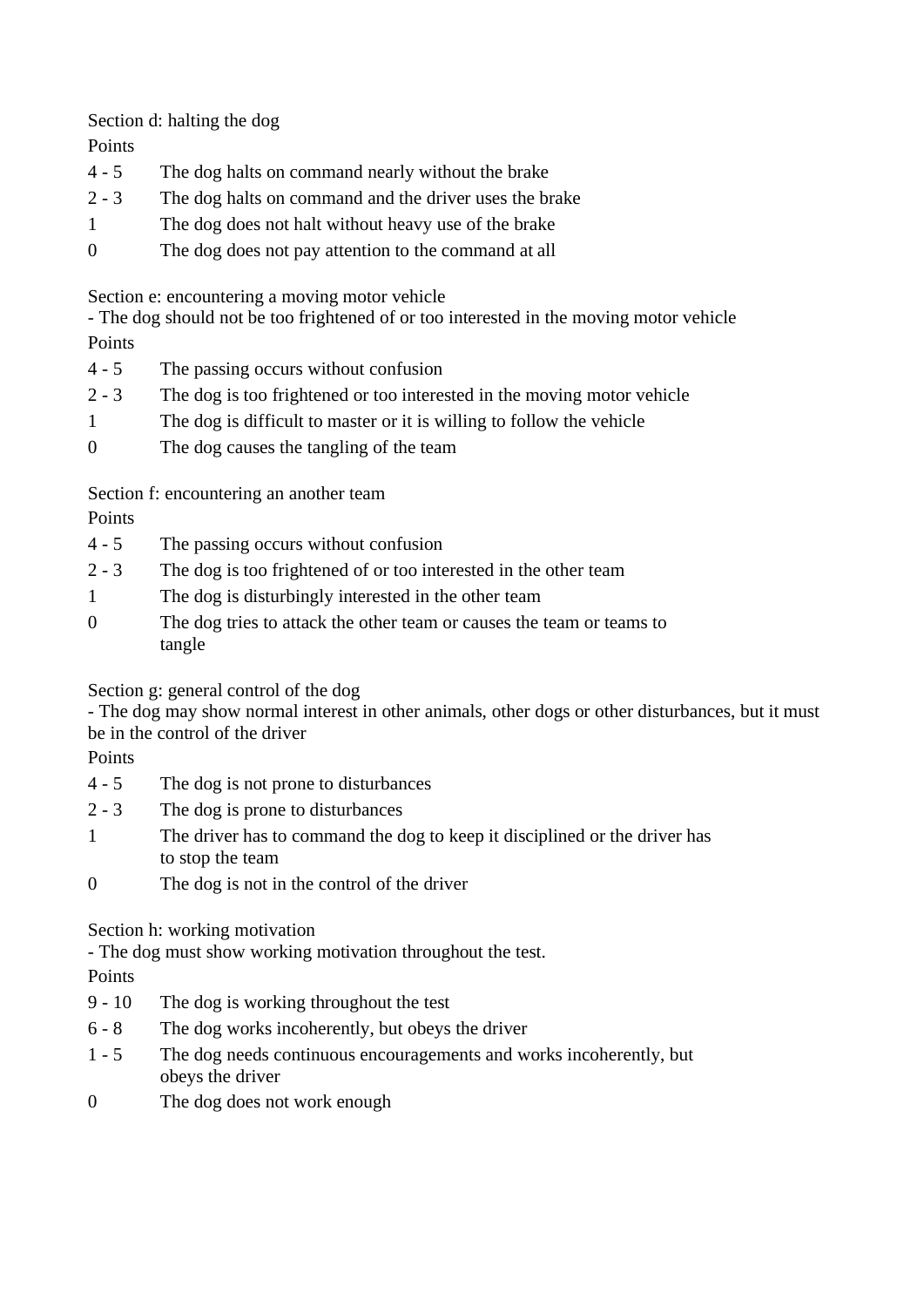Section d: halting the dog

Points

| | |
|---|---|
| 4 - 5 | The dog halts on command nearly without the brake |
| 2 - 3 | The dog halts on command and the driver uses the brake |
| 1 | The dog does not halt without heavy use of the brake |
| 0 | The dog does not pay attention to the command at all |

Section e: encountering a moving motor vehicle

- The dog should not be too frightened of or too interested in the moving motor vehicle

Points

| | |
|---|---|
| 4 - 5 | The passing occurs without confusion |
| 2 - 3 | The dog is too frightened or too interested in the moving motor vehicle |
| 1 | The dog is difficult to master or it is willing to follow the vehicle |
| 0 | The dog causes the tangling of the team |

Section f: encountering an another team

Points

| | |
|---|---|
| 4 - 5 | The passing occurs without confusion |
| 2 - 3 | The dog is too frightened of or too interested in the other team |
| 1 | The dog is disturbingly interested in the other team |
| 0 | The dog tries to attack the other team or causes the team or teams to tangle |

Section g: general control of the dog

- The dog may show normal interest in other animals, other dogs or other disturbances, but it must be in the control of the driver

Points

| | |
|---|---|
| 4 - 5 | The dog is not prone to disturbances |
| 2 - 3 | The dog is prone to disturbances |
| 1 | The driver has to command the dog to keep it disciplined or the driver has to stop the team |
| 0 | The dog is not in the control of the driver |

Section h: working motivation

- The dog must show working motivation throughout the test.

Points

| | |
|---|---|
| 9 - 10 | The dog is working throughout the test |
| 6 - 8 | The dog works incoherently, but obeys the driver |
| 1 - 5 | The dog needs continuous encouragements and works incoherently, but obeys the driver |
| 0 | The dog does not work enough |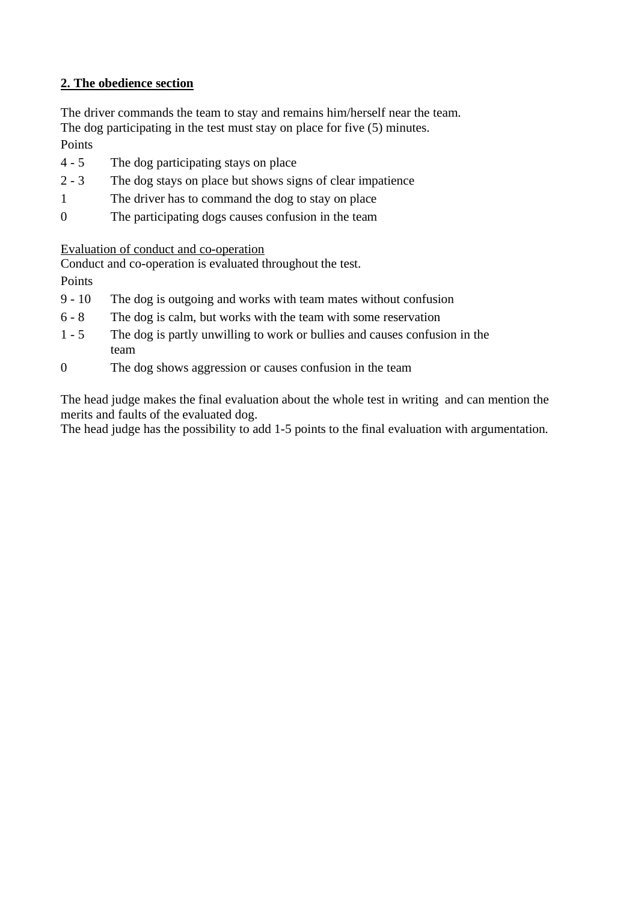## 2. The obedience section

The driver commands the team to stay and remains him/herself near the team.
The dog participating in the test must stay on place for five (5) minutes.

Points

| | |
|---|---|
| 4 - 5 | The dog participating stays on place |
| 2 - 3 | The dog stays on place but shows signs of clear impatience |
| 1 | The driver has to command the dog to stay on place |
| 0 | The participating dogs causes confusion in the team |

Evaluation of conduct and co-operation

Conduct and co-operation is evaluated throughout the test.

Points

| | |
|---|---|
| 9 - 10 | The dog is outgoing and works with team mates without confusion |
| 6 - 8 | The dog is calm, but works with the team with some reservation |
| 1 - 5 | The dog is partly unwilling to work or bullies and causes confusion in the team |
| 0 | The dog shows aggression or causes confusion in the team |

The head judge makes the final evaluation about the whole test in writing and can mention the merits and faults of the evaluated dog.
The head judge has the possibility to add 1-5 points to the final evaluation with argumentation.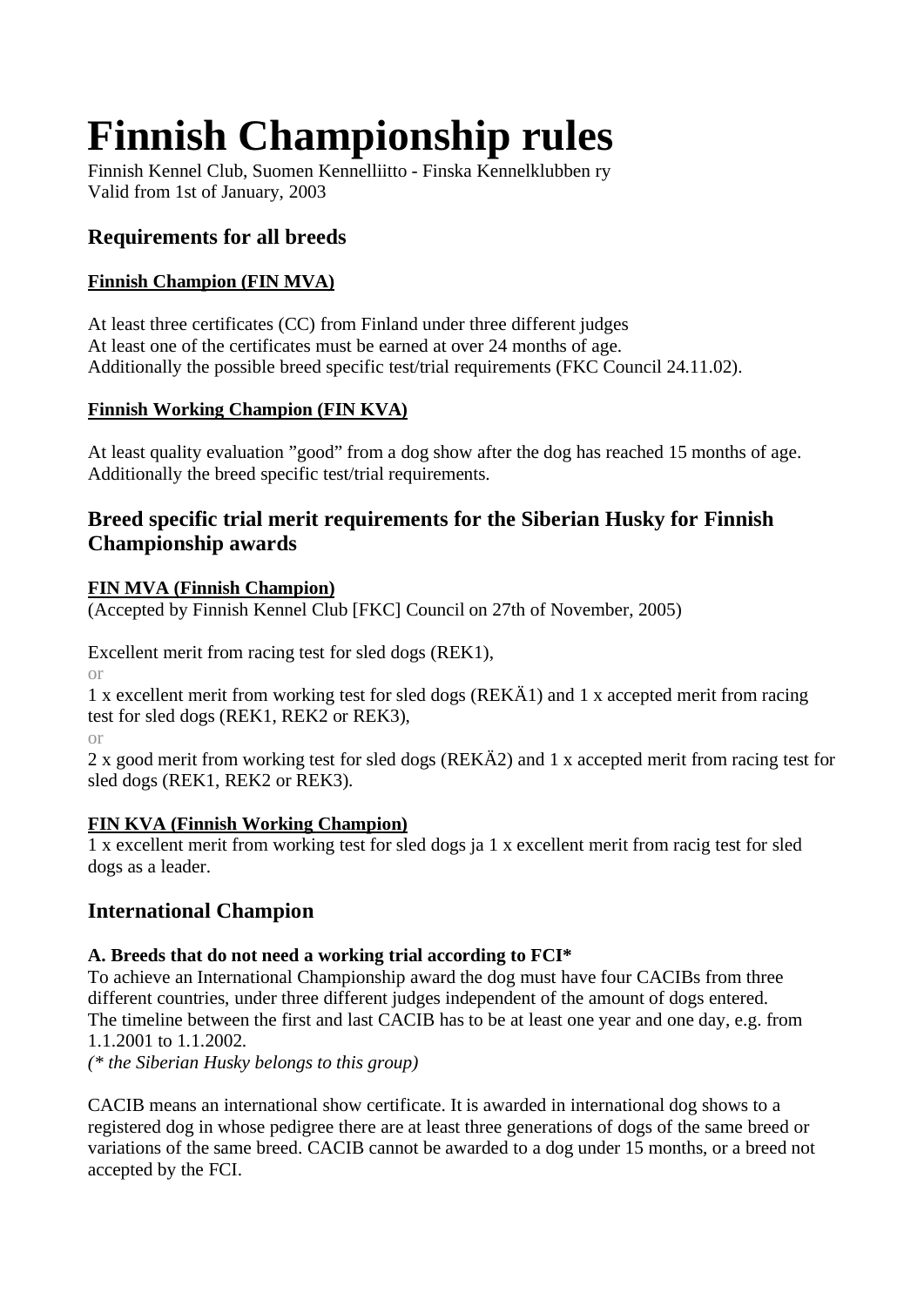# Finnish Championship rules

Finnish Kennel Club, Suomen Kennelliitto - Finska Kennelklubben ry
Valid from 1st of January, 2003

## Requirements for all breeds

### Finnish Champion (FIN MVA)

At least three certificates (CC) from Finland under three different judges
At least one of the certificates must be earned at over 24 months of age.
Additionally the possible breed specific test/trial requirements (FKC Council 24.11.02).

### Finnish Working Champion (FIN KVA)

At least quality evaluation ”good” from a dog show after the dog has reached 15 months of age.
Additionally the breed specific test/trial requirements.

## Breed specific trial merit requirements for the Siberian Husky for Finnish Championship awards

### FIN MVA (Finnish Champion)

(Accepted by Finnish Kennel Club [FKC] Council on 27th of November, 2005)

Excellent merit from racing test for sled dogs (REK1),

or

1 x excellent merit from working test for sled dogs (REKÄ1) and 1 x accepted merit from racing test for sled dogs (REK1, REK2 or REK3),

or

2 x good merit from working test for sled dogs (REKÄ2) and 1 x accepted merit from racing test for sled dogs (REK1, REK2 or REK3).

### FIN KVA (Finnish Working Champion)

1 x excellent merit from working test for sled dogs ja 1 x excellent merit from racig test for sled dogs as a leader.

## International Champion

**A. Breeds that do not need a working trial according to FCI\***

To achieve an International Championship award the dog must have four CACIBs from three different countries, under three different judges independent of the amount of dogs entered.
The timeline between the first and last CACIB has to be at least one year and one day, e.g. from 1.1.2001 to 1.1.2002.
*(\* the Siberian Husky belongs to this group)*

CACIB means an international show certificate. It is awarded in international dog shows to a registered dog in whose pedigree there are at least three generations of dogs of the same breed or variations of the same breed. CACIB cannot be awarded to a dog under 15 months, or a breed not accepted by the FCI.